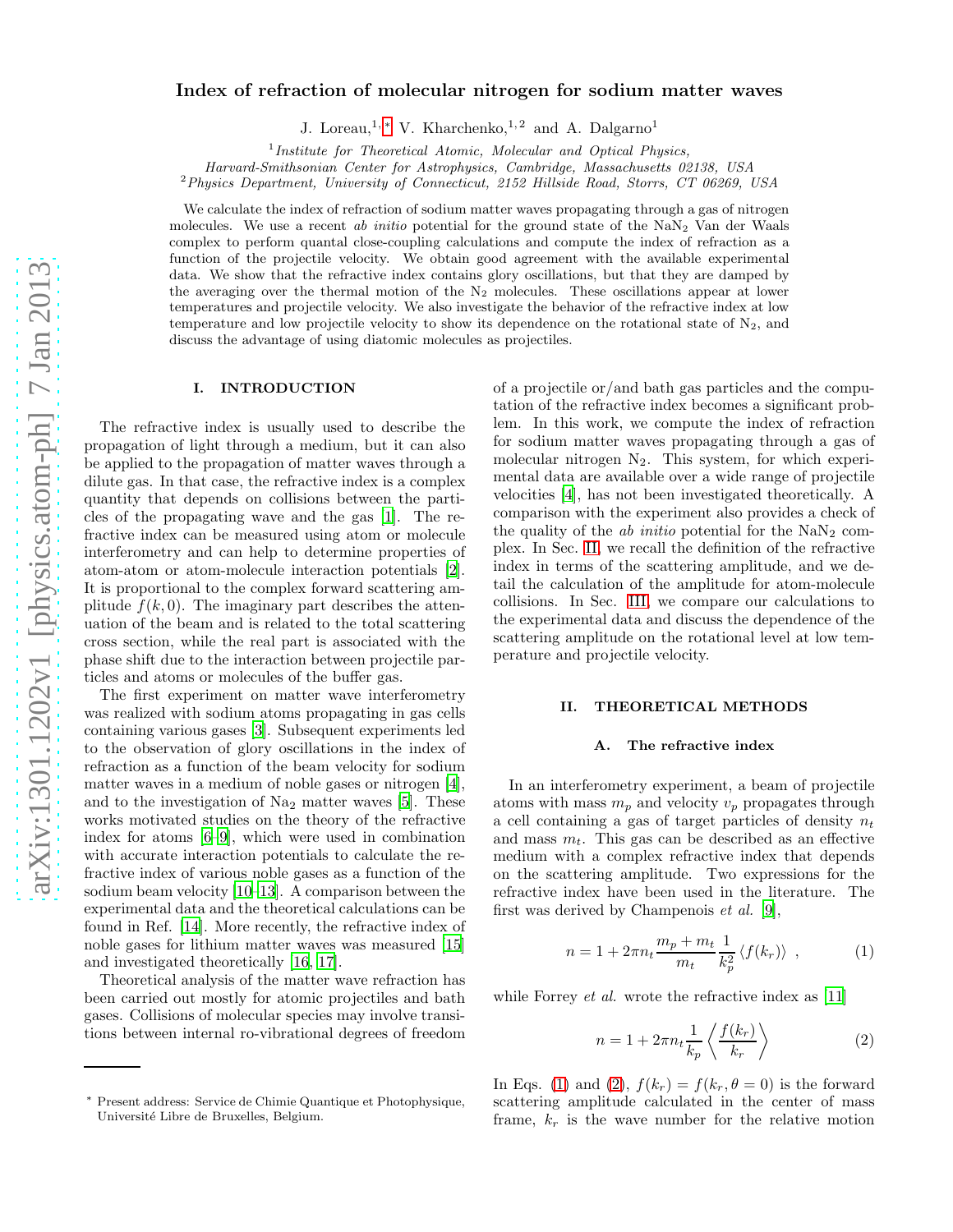# Index of refraction of molecular nitrogen for sodium matter waves

J. Loreau,[1,*] V. Kharchenko,[1,2] and A. Dalgarno[1]

[1] *Institute for Theoretical Atomic, Molecular and Optical Physics, Harvard-Smithsonian Center for Astrophysics, Cambridge, Massachusetts 02138, USA*
[2] *Physics Department, University of Connecticut, 2152 Hillside Road, Storrs, CT 06269, USA*

We calculate the index of refraction of sodium matter waves propagating through a gas of nitrogen molecules. We use a recent *ab initio* potential for the ground state of the $NaN_2$ Van der Waals complex to perform quantal close-coupling calculations and compute the index of refraction as a function of the projectile velocity. We obtain good agreement with the available experimental data. We show that the refractive index contains glory oscillations, but that they are damped by the averaging over the thermal motion of the $N_2$ molecules. These oscillations appear at lower temperatures and projectile velocity. We also investigate the behavior of the refractive index at low temperature and low projectile velocity to show its dependence on the rotational state of $N_2$, and discuss the advantage of using diatomic molecules as projectiles.

## I. INTRODUCTION

The refractive index is usually used to describe the propagation of light through a medium, but it can also be applied to the propagation of matter waves through a dilute gas. In that case, the refractive index is a complex quantity that depends on collisions between the particles of the propagating wave and the gas [1]. The refractive index can be measured using atom or molecule interferometry and can help to determine properties of atom-atom or atom-molecule interaction potentials [2]. It is proportional to the complex forward scattering amplitude $f(k, 0)$. The imaginary part describes the attenuation of the beam and is related to the total scattering cross section, while the real part is associated with the phase shift due to the interaction between projectile particles and atoms or molecules of the buffer gas.

The first experiment on matter wave interferometry was realized with sodium atoms propagating in gas cells containing various gases [3]. Subsequent experiments led to the observation of glory oscillations in the index of refraction as a function of the beam velocity for sodium matter waves in a medium of noble gases or nitrogen [4], and to the investigation of $Na_2$ matter waves [5]. These works motivated studies on the theory of the refractive index for atoms [6–9], which were used in combination with accurate interaction potentials to calculate the refractive index of various noble gases as a function of the sodium beam velocity [10–13]. A comparison between the experimental data and the theoretical calculations can be found in Ref. [14]. More recently, the refractive index of noble gases for lithium matter waves was measured [15] and investigated theoretically [16, 17].

Theoretical analysis of the matter wave refraction has been carried out mostly for atomic projectiles and bath gases. Collisions of molecular species may involve transitions between internal ro-vibrational degrees of freedom of a projectile or/and bath gas particles and the computation of the refractive index becomes a significant problem. In this work, we compute the index of refraction for sodium matter waves propagating through a gas of molecular nitrogen $N_2$. This system, for which experimental data are available over a wide range of projectile velocities [4], has not been investigated theoretically. A comparison with the experiment also provides a check of the quality of the *ab initio* potential for the $NaN_2$ complex. In Sec. II, we recall the definition of the refractive index in terms of the scattering amplitude, and we detail the calculation of the amplitude for atom-molecule collisions. In Sec. III, we compare our calculations to the experimental data and discuss the dependence of the scattering amplitude on the rotational level at low temperature and projectile velocity.

## II. THEORETICAL METHODS

### A. The refractive index

In an interferometry experiment, a beam of projectile atoms with mass $m_p$ and velocity $v_p$ propagates through a cell containing a gas of target particles of density $n_t$ and mass $m_t$. This gas can be described as an effective medium with a complex refractive index that depends on the scattering amplitude. Two expressions for the refractive index have been used in the literature. The first was derived by Champenois *et al.* [9],

$$n = 1 + 2\pi n_t \frac{m_p + m_t}{m_t} \frac{1}{k_p^2} \langle f(k_r) \rangle \ , \tag{1}$$

while Forrey *et al.* wrote the refractive index as [11]

$$n = 1 + 2\pi n_t \frac{1}{k_p} \left\langle \frac{f(k_r)}{k_r} \right\rangle \tag{2}$$

In Eqs. (1) and (2), $f(k_r) = f(k_r, \theta = 0)$ is the forward scattering amplitude calculated in the center of mass frame, $k_r$ is the wave number for the relative motion

* Present address: Service de Chimie Quantique et Photophysique, Université Libre de Bruxelles, Belgium.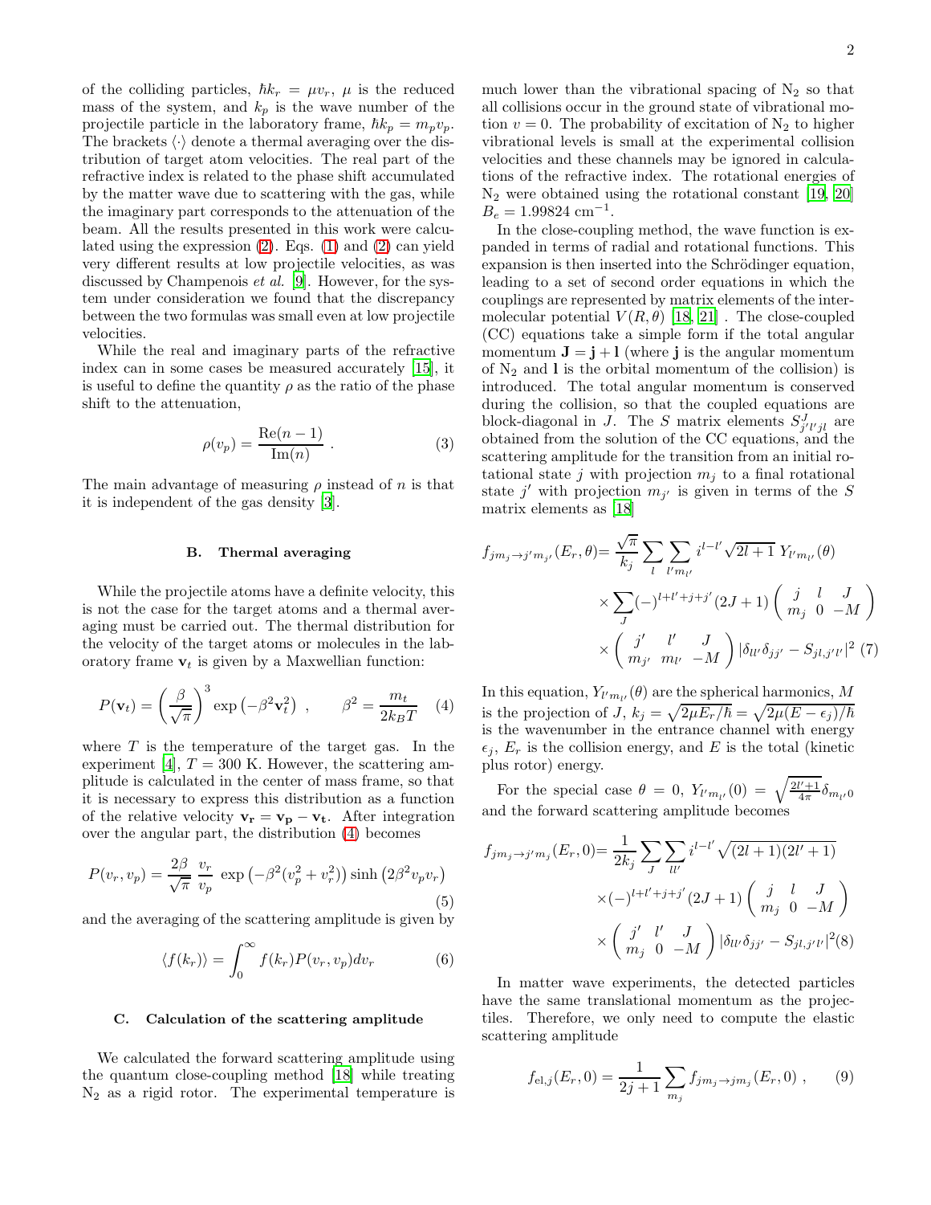of the colliding particles, $\hbar k_r = \mu v_r$, $\mu$ is the reduced mass of the system, and $k_p$ is the wave number of the projectile particle in the laboratory frame, $\hbar k_p = m_p v_p$. The brackets $\langle\cdot\rangle$ denote a thermal averaging over the distribution of target atom velocities. The real part of the refractive index is related to the phase shift accumulated by the matter wave due to scattering with the gas, while the imaginary part corresponds to the attenuation of the beam. All the results presented in this work were calculated using the expression (2). Eqs. (1) and (2) can yield very different results at low projectile velocities, as was discussed by Champenois *et al.* [9]. However, for the system under consideration we found that the discrepancy between the two formulas was small even at low projectile velocities.

While the real and imaginary parts of the refractive index can in some cases be measured accurately [15], it is useful to define the quantity $\rho$ as the ratio of the phase shift to the attenuation,

$$\rho(v_p) = \frac{\mathrm{Re}(n-1)}{\mathrm{Im}(n)} \ . \tag{3}$$

The main advantage of measuring $\rho$ instead of $n$ is that it is independent of the gas density [3].

### B. Thermal averaging

While the projectile atoms have a definite velocity, this is not the case for the target atoms and a thermal averaging must be carried out. The thermal distribution for the velocity of the target atoms or molecules in the laboratory frame $\mathbf{v}_t$ is given by a Maxwellian function:

$$P(\mathbf{v}_t) = \left(\frac{\beta}{\sqrt{\pi}}\right)^3 \exp\left(-\beta^2 \mathbf{v}_t^2\right) \ , \qquad \beta^2 = \frac{m_t}{2k_B T} \tag{4}$$

where $T$ is the temperature of the target gas. In the experiment [4], $T = 300$ K. However, the scattering amplitude is calculated in the center of mass frame, so that it is necessary to express this distribution as a function of the relative velocity $\mathbf{v_r} = \mathbf{v_p} - \mathbf{v_t}$. After integration over the angular part, the distribution (4) becomes

$$P(v_r, v_p) = \frac{2\beta}{\sqrt{\pi}} \ \frac{v_r}{v_p} \ \exp\left(-\beta^2(v_p^2 + v_r^2)\right) \sinh\left(2\beta^2 v_p v_r\right) \tag{5}$$

and the averaging of the scattering amplitude is given by

$$\langle f(k_r)\rangle = \int_0^\infty f(k_r) P(v_r, v_p) dv_r \tag{6}$$

### C. Calculation of the scattering amplitude

We calculated the forward scattering amplitude using the quantum close-coupling method [18] while treating $N_2$ as a rigid rotor. The experimental temperature is much lower than the vibrational spacing of $N_2$ so that all collisions occur in the ground state of vibrational motion $v = 0$. The probability of excitation of $N_2$ to higher vibrational levels is small at the experimental collision velocities and these channels may be ignored in calculations of the refractive index. The rotational energies of $N_2$ were obtained using the rotational constant [19, 20] $B_e = 1.99824$ cm$^{-1}$.

In the close-coupling method, the wave function is expanded in terms of radial and rotational functions. This expansion is then inserted into the Schrödinger equation, leading to a set of second order equations in which the couplings are represented by matrix elements of the intermolecular potential $V(R, \theta)$ [18, 21] . The close-coupled (CC) equations take a simple form if the total angular momentum $\mathbf{J} = \mathbf{j} + \mathbf{l}$ (where $\mathbf{j}$ is the angular momentum of $N_2$ and $\mathbf{l}$ is the orbital momentum of the collision) is introduced. The total angular momentum is conserved during the collision, so that the coupled equations are block-diagonal in $J$. The $S$ matrix elements $S^J_{j'l'jl}$ are obtained from the solution of the CC equations, and the scattering amplitude for the transition from an initial rotational state $j$ with projection $m_j$ to a final rotational state $j'$ with projection $m_{j'}$ is given in terms of the $S$ matrix elements as [18]

$$\begin{aligned} f_{jm_j\to j'm_{j'}}(E_r, \theta) =& \frac{\sqrt{\pi}}{k_j} \sum_l \sum_{l'm_{l'}} i^{l-l'} \sqrt{2l+1}\ Y_{l'm_{l'}}(\theta) \\ & \times \sum_J (-)^{l+l'+j+j'} (2J+1) \begin{pmatrix} j & l & J \\ m_j & 0 & -M \end{pmatrix} \\ & \times \begin{pmatrix} j' & l' & J \\ m_{j'} & m_{l'} & -M \end{pmatrix} |\delta_{ll'}\delta_{jj'} - S_{jl,j'l'}|^2 \end{aligned} \tag{7}$$

In this equation, $Y_{l'm_{l'}}(\theta)$ are the spherical harmonics, $M$ is the projection of $J$, $k_j = \sqrt{2\mu E_r/\hbar} = \sqrt{2\mu(E-\epsilon_j)/\hbar}$ is the wavenumber in the entrance channel with energy $\epsilon_j$, $E_r$ is the collision energy, and $E$ is the total (kinetic plus rotor) energy.

For the special case $\theta = 0$, $Y_{l'm_{l'}}(0) = \sqrt{\frac{2l'+1}{4\pi}}\delta_{m_{l'}0}$ and the forward scattering amplitude becomes

$$\begin{aligned} f_{jm_j\to j'm_j}(E_r, 0) =& \frac{1}{2k_j} \sum_J \sum_{ll'} i^{l-l'} \sqrt{(2l+1)(2l'+1)} \\ & \times (-)^{l+l'+j+j'} (2J+1) \begin{pmatrix} j & l & J \\ m_j & 0 & -M \end{pmatrix} \\ & \times \begin{pmatrix} j' & l' & J \\ m_j & 0 & -M \end{pmatrix} |\delta_{ll'}\delta_{jj'} - S_{jl,j'l'}|^2 \end{aligned} \tag{8}$$

In matter wave experiments, the detected particles have the same translational momentum as the projectiles. Therefore, we only need to compute the elastic scattering amplitude

$$f_{\mathrm{el},j}(E_r, 0) = \frac{1}{2j+1} \sum_{m_j} f_{jm_j\to jm_j}(E_r, 0) \ , \tag{9}$$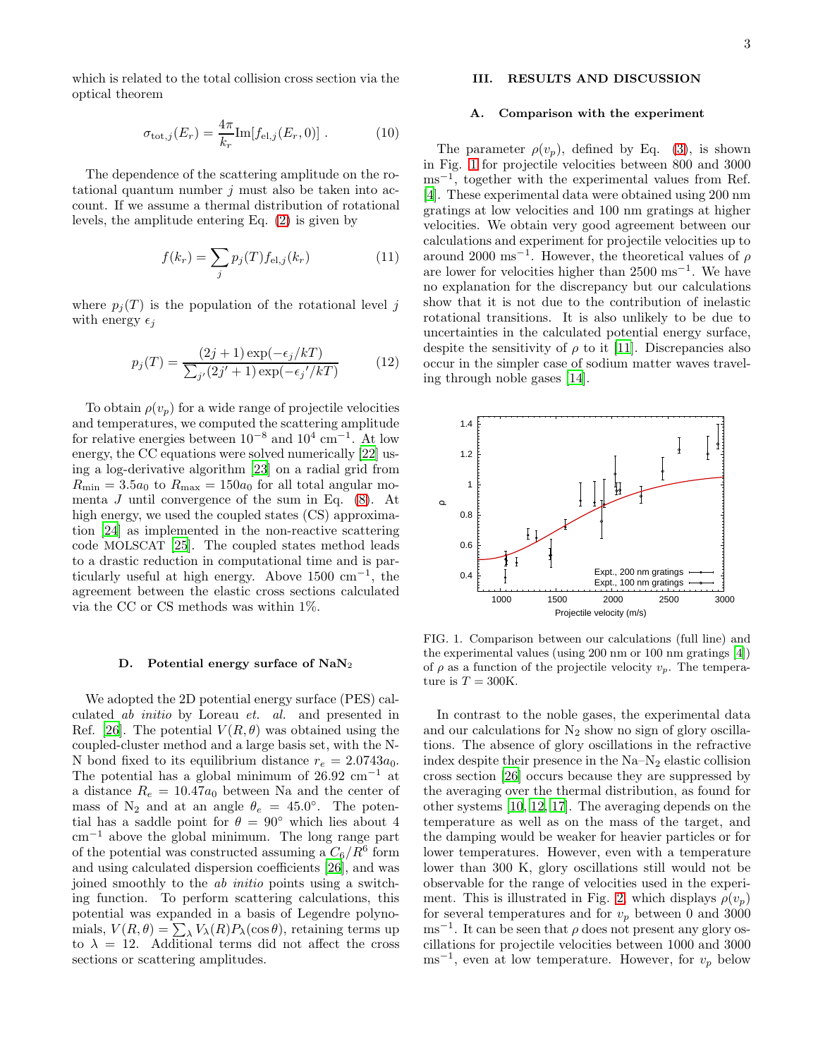which is related to the total collision cross section via the optical theorem

$$\sigma_{\mathrm{tot},j}(E_r) = \frac{4\pi}{k_r}\mathrm{Im}[f_{\mathrm{el},j}(E_r,0)] \, . \tag{10}$$

The dependence of the scattering amplitude on the rotational quantum number $j$ must also be taken into account. If we assume a thermal distribution of rotational levels, the amplitude entering Eq. (2) is given by

$$f(k_r) = \sum_j p_j(T) f_{\mathrm{el},j}(k_r) \tag{11}$$

where $p_j(T)$ is the population of the rotational level $j$ with energy $\epsilon_j$

$$p_j(T) = \frac{(2j+1)\exp(-\epsilon_j/kT)}{\sum_{j'}(2j'+1)\exp(-\epsilon_j{}'/kT)} \tag{12}$$

To obtain $\rho(v_p)$ for a wide range of projectile velocities and temperatures, we computed the scattering amplitude for relative energies between $10^{-8}$ and $10^4$ cm$^{-1}$. At low energy, the CC equations were solved numerically [22] using a log-derivative algorithm [23] on a radial grid from $R_{\min} = 3.5a_0$ to $R_{\max} = 150a_0$ for all total angular momenta $J$ until convergence of the sum in Eq. (8). At high energy, we used the coupled states (CS) approximation [24] as implemented in the non-reactive scattering code MOLSCAT [25]. The coupled states method leads to a drastic reduction in computational time and is particularly useful at high energy. Above 1500 cm$^{-1}$, the agreement between the elastic cross sections calculated via the CC or CS methods was within 1%.

### D. Potential energy surface of $NaN_2$

We adopted the 2D potential energy surface (PES) calculated *ab initio* by Loreau *et. al.* and presented in Ref. [26]. The potential $V(R,\theta)$ was obtained using the coupled-cluster method and a large basis set, with the N-N bond fixed to its equilibrium distance $r_e = 2.0743a_0$. The potential has a global minimum of 26.92 cm$^{-1}$ at a distance $R_e = 10.47a_0$ between Na and the center of mass of $N_2$ and at an angle $\theta_e = 45.0°$. The potential has a saddle point for $\theta = 90°$ which lies about 4 cm$^{-1}$ above the global minimum. The long range part of the potential was constructed assuming a $C_6/R^6$ form and using calculated dispersion coefficients [26], and was joined smoothly to the *ab initio* points using a switching function. To perform scattering calculations, this potential was expanded in a basis of Legendre polynomials, $V(R,\theta) = \sum_\lambda V_\lambda(R)P_\lambda(\cos\theta)$, retaining terms up to $\lambda = 12$. Additional terms did not affect the cross sections or scattering amplitudes.

## III. RESULTS AND DISCUSSION

### A. Comparison with the experiment

The parameter $\rho(v_p)$, defined by Eq. (3), is shown in Fig. 1 for projectile velocities between 800 and 3000 ms$^{-1}$, together with the experimental values from Ref. [4]. These experimental data were obtained using 200 nm gratings at low velocities and 100 nm gratings at higher velocities. We obtain very good agreement between our calculations and experiment for projectile velocities up to around 2000 ms$^{-1}$. However, the theoretical values of $\rho$ are lower for velocities higher than 2500 ms$^{-1}$. We have no explanation for the discrepancy but our calculations show that it is not due to the contribution of inelastic rotational transitions. It is also unlikely to be due to uncertainties in the calculated potential energy surface, despite the sensitivity of $\rho$ to it [11]. Discrepancies also occur in the simpler case of sodium matter waves traveling through noble gases [14].

FIG. 1. Comparison between our calculations (full line) and the experimental values (using 200 nm or 100 nm gratings [4]) of $\rho$ as a function of the projectile velocity $v_p$. The temperature is $T = 300$K.

In contrast to the noble gases, the experimental data and our calculations for $N_2$ show no sign of glory oscillations. The absence of glory oscillations in the refractive index despite their presence in the Na–$N_2$ elastic collision cross section [26] occurs because they are suppressed by the averaging over the thermal distribution, as found for other systems [10, 12, 17]. The averaging depends on the temperature as well as on the mass of the target, and the damping would be weaker for heavier particles or for lower temperatures. However, even with a temperature lower than 300 K, glory oscillations still would not be observable for the range of velocities used in the experiment. This is illustrated in Fig. 2, which displays $\rho(v_p)$ for several temperatures and for $v_p$ between 0 and 3000 ms$^{-1}$. It can be seen that $\rho$ does not present any glory oscillations for projectile velocities between 1000 and 3000 ms$^{-1}$, even at low temperature. However, for $v_p$ below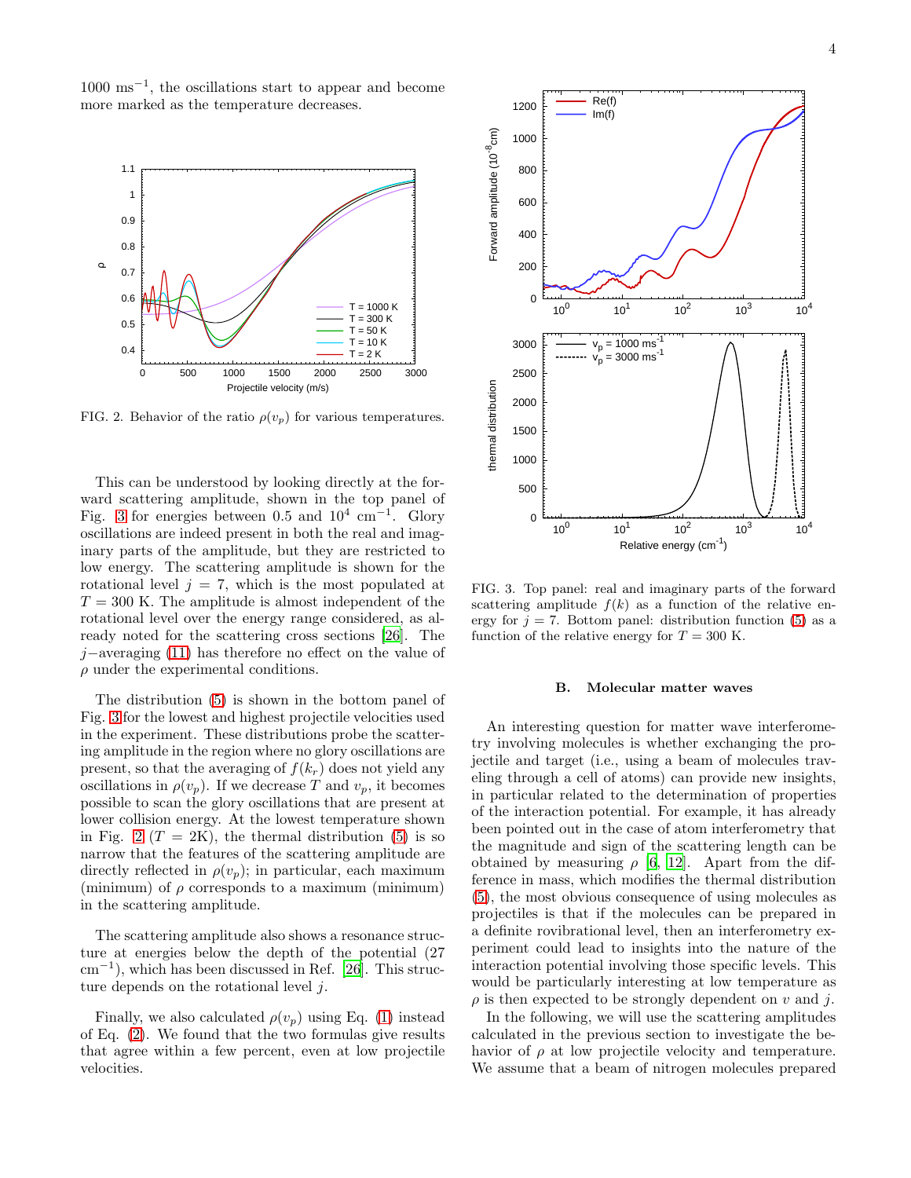1000 $\mathrm{ms}^{-1}$, the oscillations start to appear and become more marked as the temperature decreases.

FIG. 2. Behavior of the ratio $\rho(v_p)$ for various temperatures.

This can be understood by looking directly at the forward scattering amplitude, shown in the top panel of Fig. 3 for energies between 0.5 and $10^4$ $\mathrm{cm}^{-1}$. Glory oscillations are indeed present in both the real and imaginary parts of the amplitude, but they are restricted to low energy. The scattering amplitude is shown for the rotational level $j = 7$, which is the most populated at $T = 300$ K. The amplitude is almost independent of the rotational level over the energy range considered, as already noted for the scattering cross sections [26]. The $j-$averaging (11) has therefore no effect on the value of $\rho$ under the experimental conditions.

The distribution (5) is shown in the bottom panel of Fig. 3 for the lowest and highest projectile velocities used in the experiment. These distributions probe the scattering amplitude in the region where no glory oscillations are present, so that the averaging of $f(k_r)$ does not yield any oscillations in $\rho(v_p)$. If we decrease $T$ and $v_p$, it becomes possible to scan the glory oscillations that are present at lower collision energy. At the lowest temperature shown in Fig. 2 ($T = 2$K), the thermal distribution (5) is so narrow that the features of the scattering amplitude are directly reflected in $\rho(v_p)$; in particular, each maximum (minimum) of $\rho$ corresponds to a maximum (minimum) in the scattering amplitude.

The scattering amplitude also shows a resonance structure at energies below the depth of the potential (27 $\mathrm{cm}^{-1}$), which has been discussed in Ref. [26]. This structure depends on the rotational level $j$.

Finally, we also calculated $\rho(v_p)$ using Eq. (1) instead of Eq. (2). We found that the two formulas give results that agree within a few percent, even at low projectile velocities.

FIG. 3. Top panel: real and imaginary parts of the forward scattering amplitude $f(k)$ as a function of the relative energy for $j = 7$. Bottom panel: distribution function (5) as a function of the relative energy for $T = 300$ K.

### B. Molecular matter waves

An interesting question for matter wave interferometry involving molecules is whether exchanging the projectile and target (i.e., using a beam of molecules traveling through a cell of atoms) can provide new insights, in particular related to the determination of properties of the interaction potential. For example, it has already been pointed out in the case of atom interferometry that the magnitude and sign of the scattering length can be obtained by measuring $\rho$ [6, 12]. Apart from the difference in mass, which modifies the thermal distribution (5), the most obvious consequence of using molecules as projectiles is that if the molecules can be prepared in a definite rovibrational level, then an interferometry experiment could lead to insights into the nature of the interaction potential involving those specific levels. This would be particularly interesting at low temperature as $\rho$ is then expected to be strongly dependent on $v$ and $j$.

In the following, we will use the scattering amplitudes calculated in the previous section to investigate the behavior of $\rho$ at low projectile velocity and temperature. We assume that a beam of nitrogen molecules prepared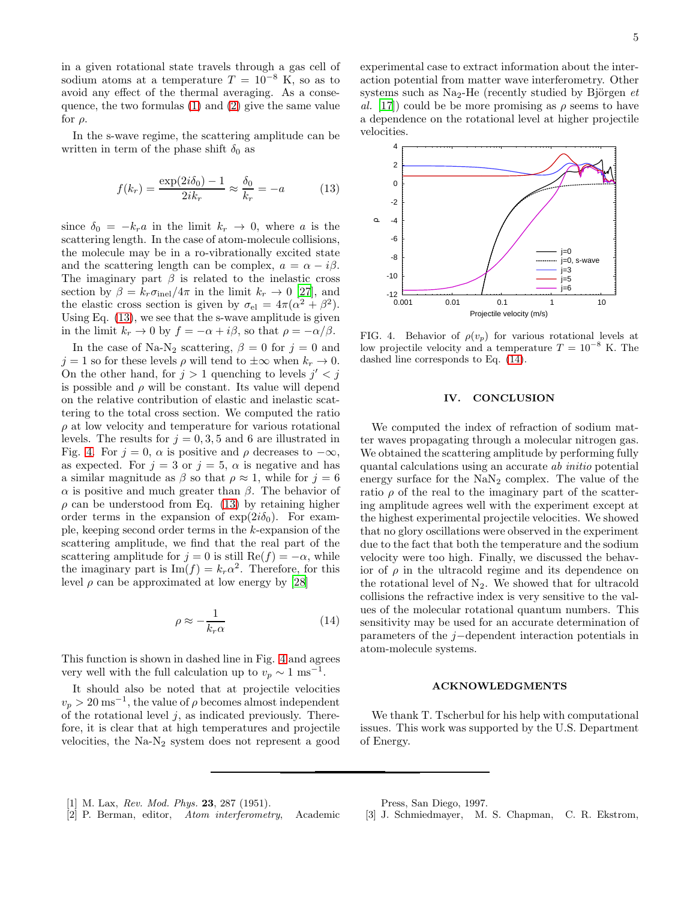in a given rotational state travels through a gas cell of sodium atoms at a temperature $T = 10^{-8}$ K, so as to avoid any effect of the thermal averaging. As a consequence, the two formulas (1) and (2) give the same value for $\rho$.

In the s-wave regime, the scattering amplitude can be written in term of the phase shift $\delta_0$ as

$$f(k_r) = \frac{\exp(2i\delta_0) - 1}{2ik_r} \approx \frac{\delta_0}{k_r} = -a \tag{13}$$

since $\delta_0 = -k_r a$ in the limit $k_r \to 0$, where $a$ is the scattering length. In the case of atom-molecule collisions, the molecule may be in a ro-vibrationally excited state and the scattering length can be complex, $a = \alpha - i\beta$. The imaginary part $\beta$ is related to the inelastic cross section by $\beta = k_r \sigma_{\rm inel}/4\pi$ in the limit $k_r \to 0$ [27], and the elastic cross section is given by $\sigma_{\rm el} = 4\pi(\alpha^2 + \beta^2)$. Using Eq. (13), we see that the s-wave amplitude is given in the limit $k_r \to 0$ by $f = -\alpha + i\beta$, so that $\rho = -\alpha/\beta$.

In the case of Na-$N_2$ scattering, $\beta = 0$ for $j = 0$ and $j = 1$ so for these levels $\rho$ will tend to $\pm\infty$ when $k_r \to 0$. On the other hand, for $j > 1$ quenching to levels $j' < j$ is possible and $\rho$ will be constant. Its value will depend on the relative contribution of elastic and inelastic scattering to the total cross section. We computed the ratio $\rho$ at low velocity and temperature for various rotational levels. The results for $j = 0, 3, 5$ and 6 are illustrated in Fig. 4. For $j = 0$, $\alpha$ is positive and $\rho$ decreases to $-\infty$, as expected. For $j = 3$ or $j = 5$, $\alpha$ is negative and has a similar magnitude as $\beta$ so that $\rho \approx 1$, while for $j = 6$ $\alpha$ is positive and much greater than $\beta$. The behavior of $\rho$ can be understood from Eq. (13) by retaining higher order terms in the expansion of $\exp(2i\delta_0)$. For example, keeping second order terms in the $k$-expansion of the scattering amplitude, we find that the real part of the scattering amplitude for $j = 0$ is still $\text{Re}(f) = -\alpha$, while the imaginary part is $\text{Im}(f) = k_r\alpha^2$. Therefore, for this level $\rho$ can be approximated at low energy by [28]

$$\rho \approx -\frac{1}{k_r \alpha} \tag{14}$$

This function is shown in dashed line in Fig. 4 and agrees very well with the full calculation up to $v_p \sim 1$ ms$^{-1}$.

It should also be noted that at projectile velocities $v_p > 20$ ms$^{-1}$, the value of $\rho$ becomes almost independent of the rotational level $j$, as indicated previously. Therefore, it is clear that at high temperatures and projectile velocities, the Na-$N_2$ system does not represent a good experimental case to extract information about the interaction potential from matter wave interferometry. Other systems such as $Na_2$-He (recently studied by Björgen *et al.* [17]) could be be more promising as $\rho$ seems to have a dependence on the rotational level at higher projectile velocities.

FIG. 4. Behavior of $\rho(v_p)$ for various rotational levels at low projectile velocity and a temperature $T = 10^{-8}$ K. The dashed line corresponds to Eq. (14).

## IV. CONCLUSION

We computed the index of refraction of sodium matter waves propagating through a molecular nitrogen gas. We obtained the scattering amplitude by performing fully quantal calculations using an accurate *ab initio* potential energy surface for the $NaN_2$ complex. The value of the ratio $\rho$ of the real to the imaginary part of the scattering amplitude agrees well with the experiment except at the highest experimental projectile velocities. We showed that no glory oscillations were observed in the experiment due to the fact that both the temperature and the sodium velocity were too high. Finally, we discussed the behavior of $\rho$ in the ultracold regime and its dependence on the rotational level of $N_2$. We showed that for ultracold collisions the refractive index is very sensitive to the values of the molecular rotational quantum numbers. This sensitivity may be used for an accurate determination of parameters of the $j-$dependent interaction potentials in atom-molecule systems.

## ACKNOWLEDGMENTS

We thank T. Tscherbul for his help with computational issues. This work was supported by the U.S. Department of Energy.

---

[1] M. Lax, *Rev. Mod. Phys.* **23**, 287 (1951).

[2] P. Berman, editor, *Atom interferometry*, Academic Press, San Diego, 1997.

[3] J. Schmiedmayer, M. S. Chapman, C. R. Ekstrom,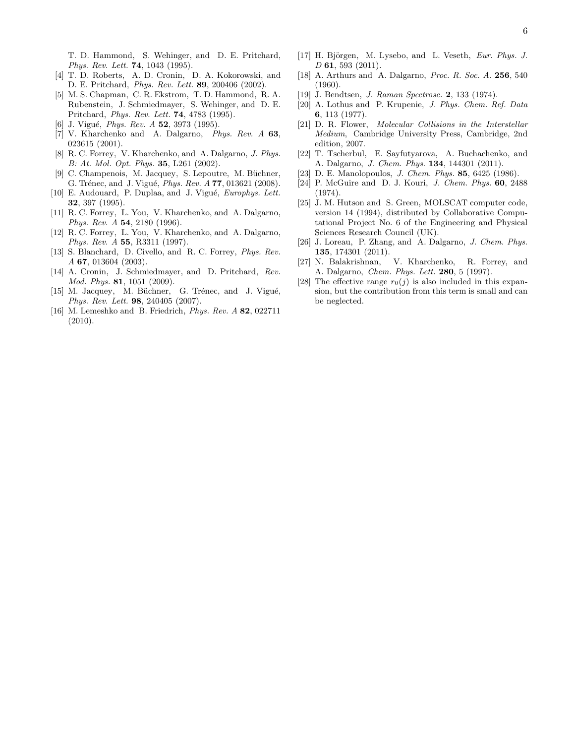T. D. Hammond, S. Wehinger, and D. E. Pritchard, *Phys. Rev. Lett.* **74**, 1043 (1995).

[4] T. D. Roberts, A. D. Cronin, D. A. Kokorowski, and D. E. Pritchard, *Phys. Rev. Lett.* **89**, 200406 (2002).

[5] M. S. Chapman, C. R. Ekstrom, T. D. Hammond, R. A. Rubenstein, J. Schmiedmayer, S. Wehinger, and D. E. Pritchard, *Phys. Rev. Lett.* **74**, 4783 (1995).

[6] J. Vigué, *Phys. Rev. A* **52**, 3973 (1995).

[7] V. Kharchenko and A. Dalgarno, *Phys. Rev. A* **63**, 023615 (2001).

[8] R. C. Forrey, V. Kharchenko, and A. Dalgarno, *J. Phys. B: At. Mol. Opt. Phys.* **35**, L261 (2002).

[9] C. Champenois, M. Jacquey, S. Lepoutre, M. Büchner, G. Trénec, and J. Vigué, *Phys. Rev. A* **77**, 013621 (2008).

[10] E. Audouard, P. Duplaa, and J. Vigué, *Europhys. Lett.* **32**, 397 (1995).

[11] R. C. Forrey, L. You, V. Kharchenko, and A. Dalgarno, *Phys. Rev. A* **54**, 2180 (1996).

[12] R. C. Forrey, L. You, V. Kharchenko, and A. Dalgarno, *Phys. Rev. A* **55**, R3311 (1997).

[13] S. Blanchard, D. Civello, and R. C. Forrey, *Phys. Rev. A* **67**, 013604 (2003).

[14] A. Cronin, J. Schmiedmayer, and D. Pritchard, *Rev. Mod. Phys.* **81**, 1051 (2009).

[15] M. Jacquey, M. Büchner, G. Trénec, and J. Vigué, *Phys. Rev. Lett.* **98**, 240405 (2007).

[16] M. Lemeshko and B. Friedrich, *Phys. Rev. A* **82**, 022711 (2010).

[17] H. Björgen, M. Lysebo, and L. Veseth, *Eur. Phys. J. D* **61**, 593 (2011).

[18] A. Arthurs and A. Dalgarno, *Proc. R. Soc. A.* **256**, 540 (1960).

[19] J. Bendtsen, *J. Raman Spectrosc.* **2**, 133 (1974).

[20] A. Lothus and P. Krupenie, *J. Phys. Chem. Ref. Data* **6**, 113 (1977).

[21] D. R. Flower, *Molecular Collisions in the Interstellar Medium*, Cambridge University Press, Cambridge, 2nd edition, 2007.

[22] T. Tscherbul, E. Sayfutyarova, A. Buchachenko, and A. Dalgarno, *J. Chem. Phys.* **134**, 144301 (2011).

[23] D. E. Manolopoulos, *J. Chem. Phys.* **85**, 6425 (1986).

[24] P. McGuire and D. J. Kouri, *J. Chem. Phys.* **60**, 2488 (1974).

[25] J. M. Hutson and S. Green, MOLSCAT computer code, version 14 (1994), distributed by Collaborative Computational Project No. 6 of the Engineering and Physical Sciences Research Council (UK).

[26] J. Loreau, P. Zhang, and A. Dalgarno, *J. Chem. Phys.* **135**, 174301 (2011).

[27] N. Balakrishnan, V. Kharchenko, R. Forrey, and A. Dalgarno, *Chem. Phys. Lett.* **280**, 5 (1997).

[28] The effective range $r_0(j)$ is also included in this expansion, but the contribution from this term is small and can be neglected.